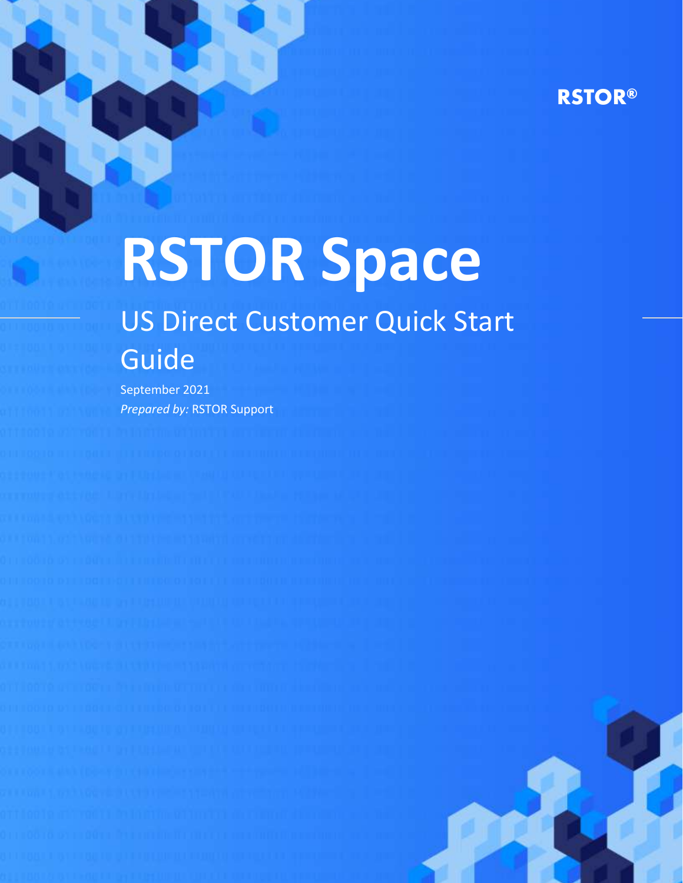RSTOR®

# RSTOR Space

## US Direct Customer Quick Start Guide

September 2021

*Prepared by:* RSTOR Support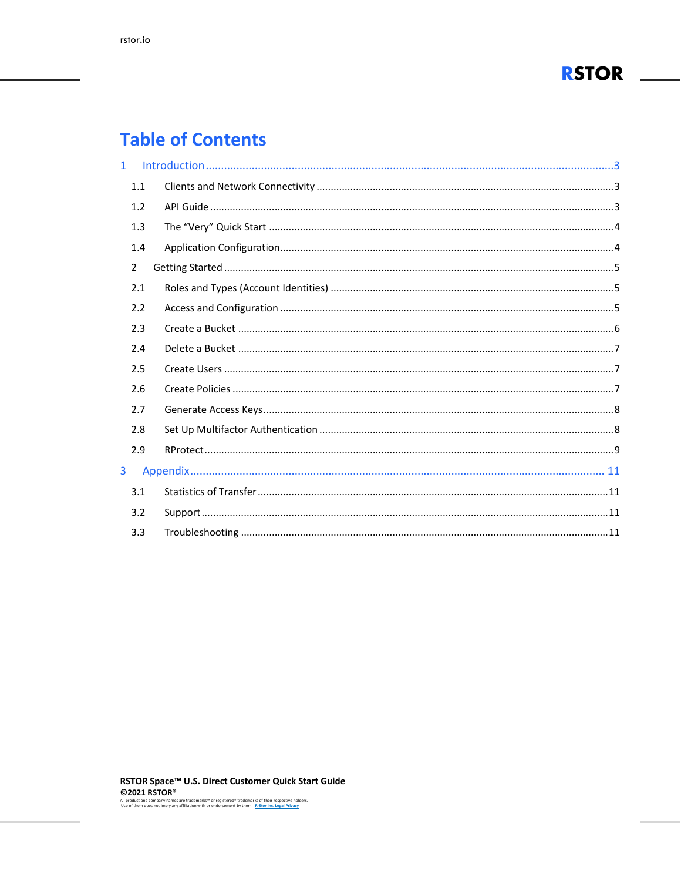# Table of Contents

1 Introduction ........ 3

- 1.1 Clients and Network Connectivity ........ 3
- 1.2 API Guide ........ 3
- 1.3 The "Very" Quick Start ........ 4
- 1.4 Application Configuration ........ 4

2 Getting Started ........ 5

- 2.1 Roles and Types (Account Identities) ........ 5
- 2.2 Access and Configuration ........ 5
- 2.3 Create a Bucket ........ 6
- 2.4 Delete a Bucket ........ 7
- 2.5 Create Users ........ 7
- 2.6 Create Policies ........ 7
- 2.7 Generate Access Keys ........ 8
- 2.8 Set Up Multifactor Authentication ........ 8
- 2.9 RProtect ........ 9

3 Appendix ........ 11

- 3.1 Statistics of Transfer ........ 11
- 3.2 Support ........ 11
- 3.3 Troubleshooting ........ 11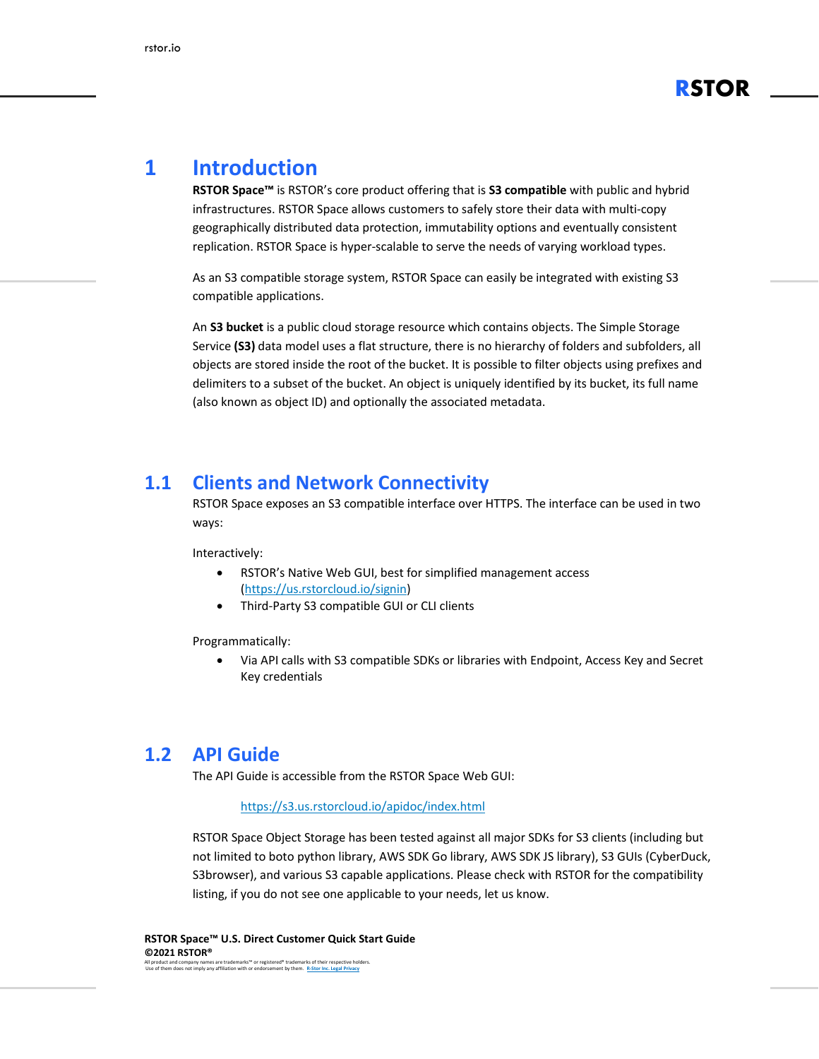# 1 Introduction

**RSTOR Space™** is RSTOR's core product offering that is **S3 compatible** with public and hybrid infrastructures. RSTOR Space allows customers to safely store their data with multi-copy geographically distributed data protection, immutability options and eventually consistent replication. RSTOR Space is hyper-scalable to serve the needs of varying workload types.

As an S3 compatible storage system, RSTOR Space can easily be integrated with existing S3 compatible applications.

An **S3 bucket** is a public cloud storage resource which contains objects. The Simple Storage Service **(S3)** data model uses a flat structure, there is no hierarchy of folders and subfolders, all objects are stored inside the root of the bucket. It is possible to filter objects using prefixes and delimiters to a subset of the bucket. An object is uniquely identified by its bucket, its full name (also known as object ID) and optionally the associated metadata.

## 1.1 Clients and Network Connectivity

RSTOR Space exposes an S3 compatible interface over HTTPS. The interface can be used in two ways:

Interactively:

- RSTOR's Native Web GUI, best for simplified management access (https://us.rstorcloud.io/signin)
- Third-Party S3 compatible GUI or CLI clients

Programmatically:

- Via API calls with S3 compatible SDKs or libraries with Endpoint, Access Key and Secret Key credentials

## 1.2 API Guide

The API Guide is accessible from the RSTOR Space Web GUI:

https://s3.us.rstorcloud.io/apidoc/index.html

RSTOR Space Object Storage has been tested against all major SDKs for S3 clients (including but not limited to boto python library, AWS SDK Go library, AWS SDK JS library), S3 GUIs (CyberDuck, S3browser), and various S3 capable applications. Please check with RSTOR for the compatibility listing, if you do not see one applicable to your needs, let us know.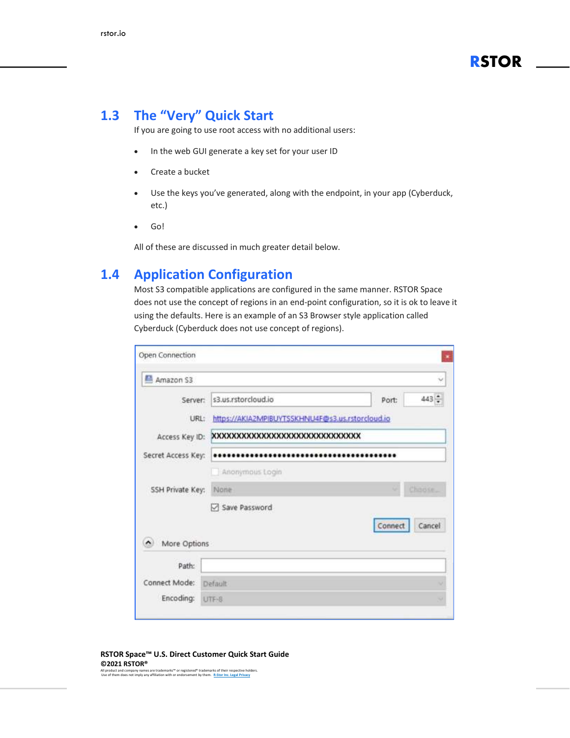## 1.3 The "Very" Quick Start

If you are going to use root access with no additional users:

- In the web GUI generate a key set for your user ID
- Create a bucket
- Use the keys you've generated, along with the endpoint, in your app (Cyberduck, etc.)
- Go!

All of these are discussed in much greater detail below.

## 1.4 Application Configuration

Most S3 compatible applications are configured in the same manner. RSTOR Space does not use the concept of regions in an end-point configuration, so it is ok to leave it using the defaults. Here is an example of an S3 Browser style application called Cyberduck (Cyberduck does not use concept of regions).

Open Connection

Amazon S3

Server: s3.us.rstorcloud.io Port: 443

URL: https://AKIA2MPIBUYTSSKHNU4F@s3.us.rstorcloud.io

Access Key ID: XXXXXXXXXXXXXXXXXXXXXXXXXXXXXX

Secret Access Key: ••••••••••••••••••••••••••••••••••••••••

Anonymous Login

SSH Private Key: None Choose...

Save Password

Connect Cancel

More Options

Path:

Connect Mode: Default

Encoding: UTF-8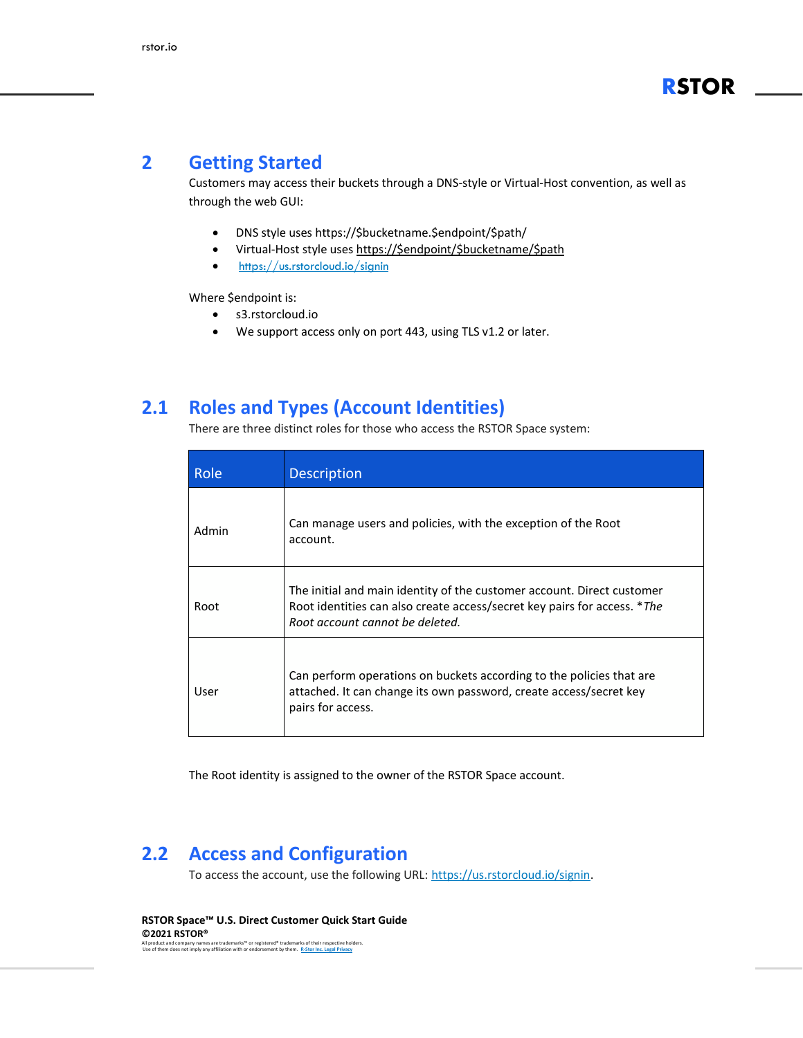# 2 Getting Started

Customers may access their buckets through a DNS-style or Virtual-Host convention, as well as through the web GUI:

- DNS style uses https://$bucketname.$endpoint/$path/
- Virtual-Host style uses https://$endpoint/$bucketname/$path
- https://us.rstorcloud.io/signin

Where $endpoint is:

- s3.rstorcloud.io
- We support access only on port 443, using TLS v1.2 or later.

## 2.1 Roles and Types (Account Identities)

There are three distinct roles for those who access the RSTOR Space system:

| Role | Description |
| --- | --- |
| Admin | Can manage users and policies, with the exception of the Root account. |
| Root | The initial and main identity of the customer account. Direct customer Root identities can also create access/secret key pairs for access. **The Root account cannot be deleted.* |
| User | Can perform operations on buckets according to the policies that are attached. It can change its own password, create access/secret key pairs for access. |

The Root identity is assigned to the owner of the RSTOR Space account.

## 2.2 Access and Configuration

To access the account, use the following URL: https://us.rstorcloud.io/signin.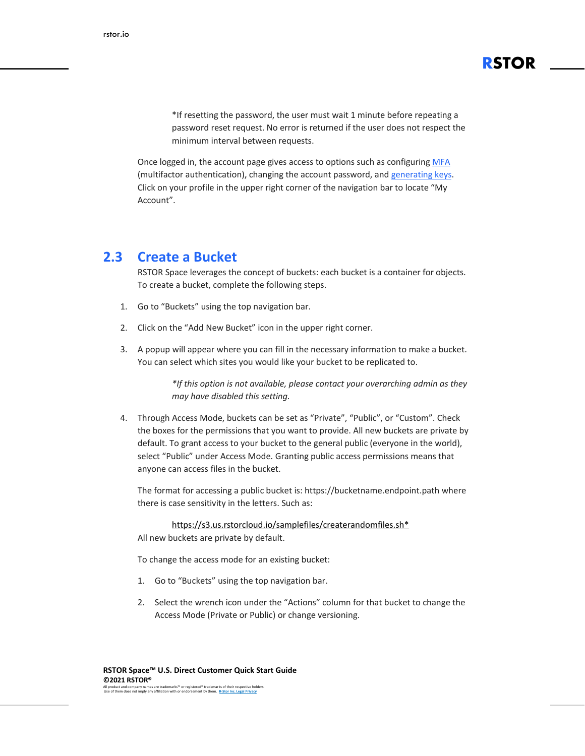*If resetting the password, the user must wait 1 minute before repeating a password reset request. No error is returned if the user does not respect the minimum interval between requests.

Once logged in, the account page gives access to options such as configuring MFA (multifactor authentication), changing the account password, and generating keys. Click on your profile in the upper right corner of the navigation bar to locate "My Account".

## 2.3 Create a Bucket

RSTOR Space leverages the concept of buckets: each bucket is a container for objects. To create a bucket, complete the following steps.

1. Go to "Buckets" using the top navigation bar.

2. Click on the "Add New Bucket" icon in the upper right corner.

3. A popup will appear where you can fill in the necessary information to make a bucket. You can select which sites you would like your bucket to be replicated to.

   *\*If this option is not available, please contact your overarching admin as they may have disabled this setting.*

4. Through Access Mode, buckets can be set as "Private", "Public", or "Custom". Check the boxes for the permissions that you want to provide. All new buckets are private by default. To grant access to your bucket to the general public (everyone in the world), select "Public" under Access Mode. Granting public access permissions means that anyone can access files in the bucket.

   The format for accessing a public bucket is: https://bucketname.endpoint.path where there is case sensitivity in the letters. Such as:

   https://s3.us.rstorcloud.io/samplefiles/createrandomfiles.sh*

   All new buckets are private by default.

   To change the access mode for an existing bucket:

   1. Go to "Buckets" using the top navigation bar.

   2. Select the wrench icon under the "Actions" column for that bucket to change the Access Mode (Private or Public) or change versioning.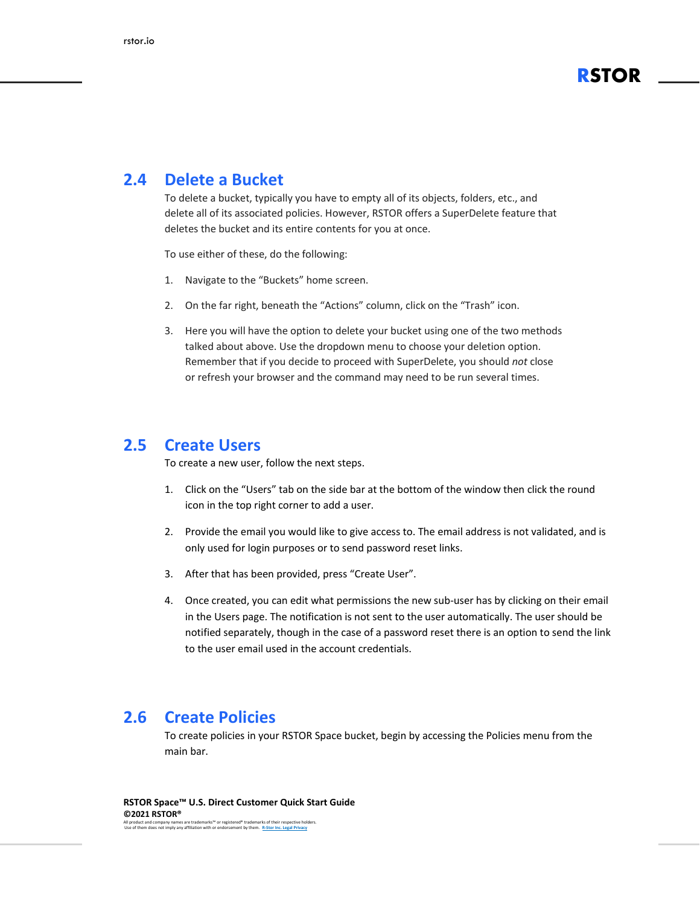## 2.4 Delete a Bucket

To delete a bucket, typically you have to empty all of its objects, folders, etc., and delete all of its associated policies. However, RSTOR offers a SuperDelete feature that deletes the bucket and its entire contents for you at once.

To use either of these, do the following:

1. Navigate to the "Buckets" home screen.

2. On the far right, beneath the "Actions" column, click on the "Trash" icon.

3. Here you will have the option to delete your bucket using one of the two methods talked about above. Use the dropdown menu to choose your deletion option. Remember that if you decide to proceed with SuperDelete, you should *not* close or refresh your browser and the command may need to be run several times.

## 2.5 Create Users

To create a new user, follow the next steps.

1. Click on the "Users" tab on the side bar at the bottom of the window then click the round icon in the top right corner to add a user.

2. Provide the email you would like to give access to. The email address is not validated, and is only used for login purposes or to send password reset links.

3. After that has been provided, press "Create User".

4. Once created, you can edit what permissions the new sub-user has by clicking on their email in the Users page. The notification is not sent to the user automatically. The user should be notified separately, though in the case of a password reset there is an option to send the link to the user email used in the account credentials.

## 2.6 Create Policies

To create policies in your RSTOR Space bucket, begin by accessing the Policies menu from the main bar.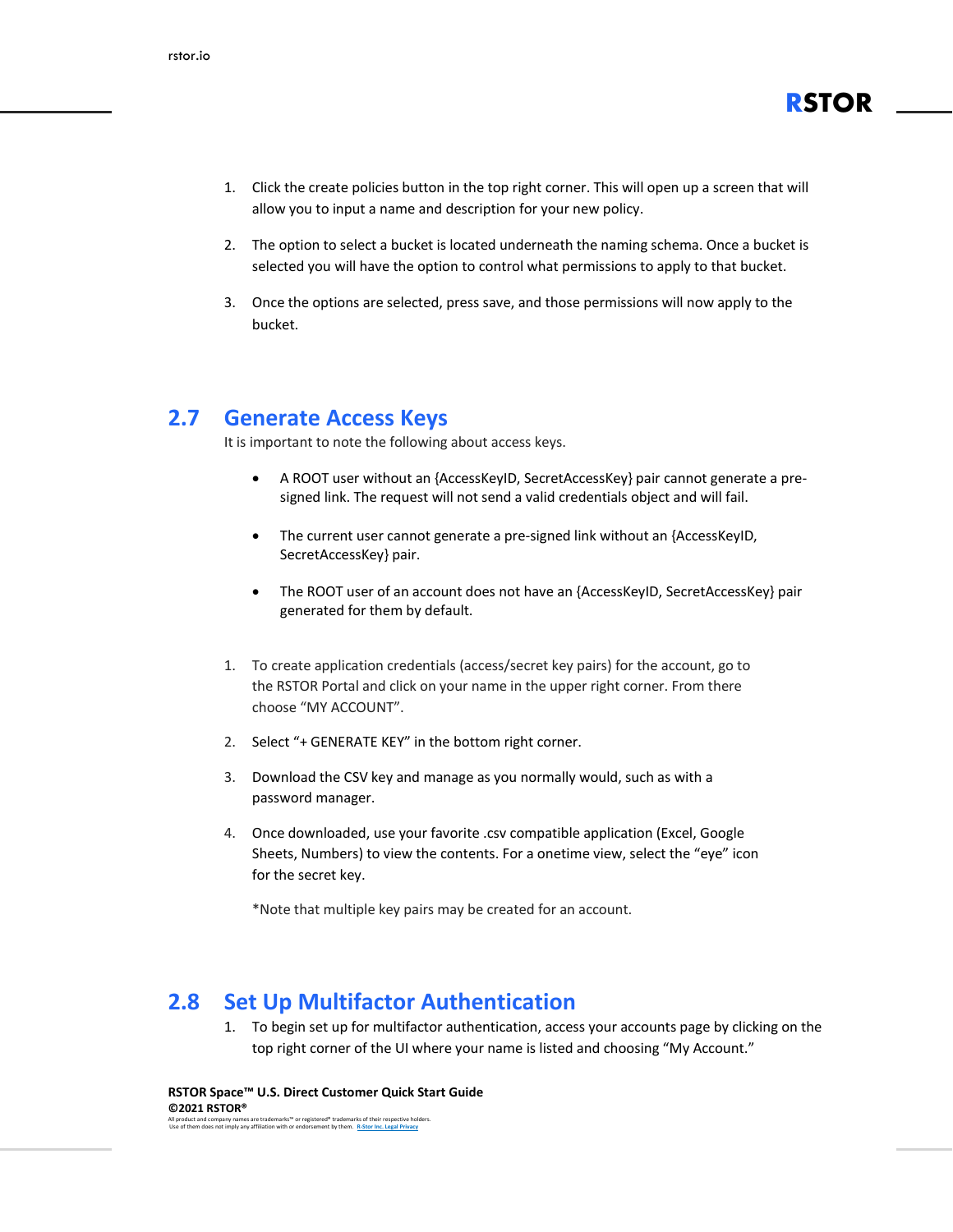1. Click the create policies button in the top right corner. This will open up a screen that will allow you to input a name and description for your new policy.

2. The option to select a bucket is located underneath the naming schema. Once a bucket is selected you will have the option to control what permissions to apply to that bucket.

3. Once the options are selected, press save, and those permissions will now apply to the bucket.

## 2.7 Generate Access Keys

It is important to note the following about access keys.

- A ROOT user without an {AccessKeyID, SecretAccessKey} pair cannot generate a pre-signed link. The request will not send a valid credentials object and will fail.

- The current user cannot generate a pre-signed link without an {AccessKeyID, SecretAccessKey} pair.

- The ROOT user of an account does not have an {AccessKeyID, SecretAccessKey} pair generated for them by default.

1. To create application credentials (access/secret key pairs) for the account, go to the RSTOR Portal and click on your name in the upper right corner. From there choose "MY ACCOUNT".

2. Select "+ GENERATE KEY" in the bottom right corner.

3. Download the CSV key and manage as you normally would, such as with a password manager.

4. Once downloaded, use your favorite .csv compatible application (Excel, Google Sheets, Numbers) to view the contents. For a onetime view, select the "eye" icon for the secret key.

   *Note that multiple key pairs may be created for an account.

## 2.8 Set Up Multifactor Authentication

1. To begin set up for multifactor authentication, access your accounts page by clicking on the top right corner of the UI where your name is listed and choosing "My Account."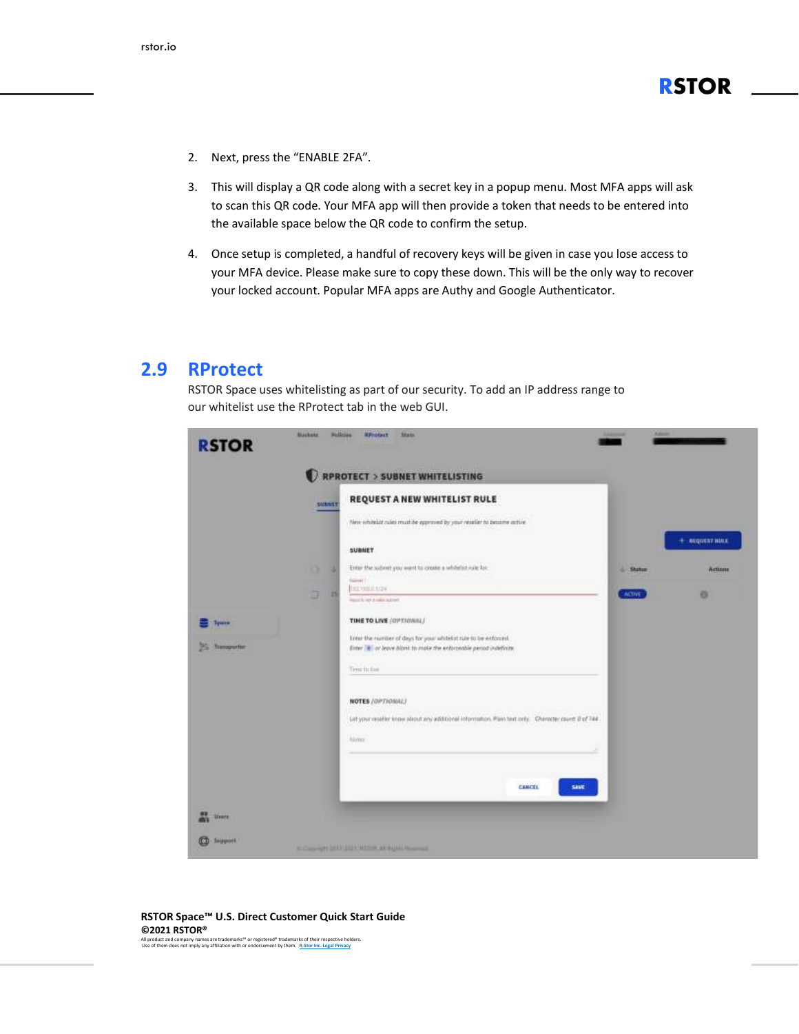2. Next, press the "ENABLE 2FA".

3. This will display a QR code along with a secret key in a popup menu. Most MFA apps will ask to scan this QR code. Your MFA app will then provide a token that needs to be entered into the available space below the QR code to confirm the setup.

4. Once setup is completed, a handful of recovery keys will be given in case you lose access to your MFA device. Please make sure to copy these down. This will be the only way to recover your locked account. Popular MFA apps are Authy and Google Authenticator.

## 2.9 RProtect

RSTOR Space uses whitelisting as part of our security. To add an IP address range to our whitelist use the RProtect tab in the web GUI.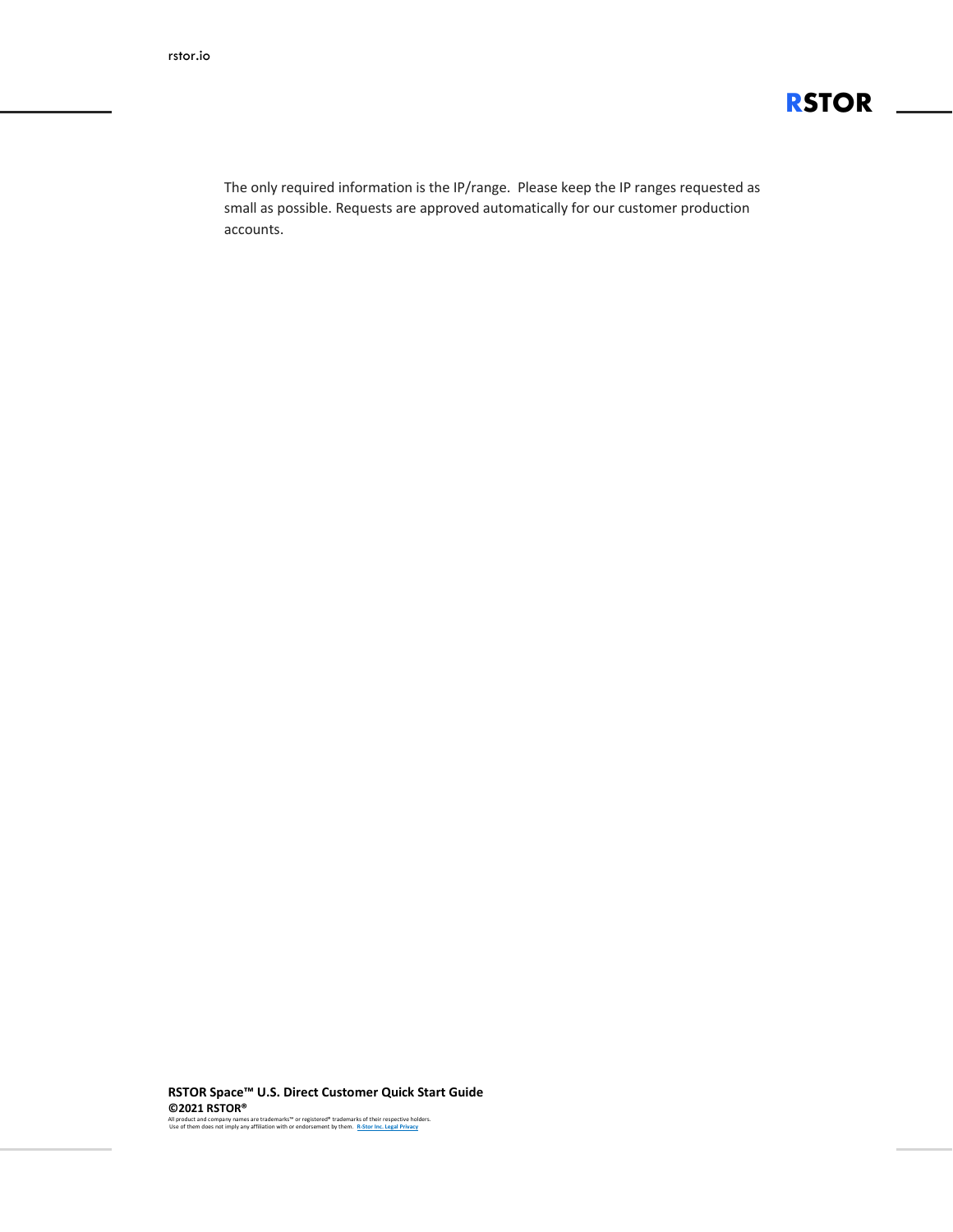The only required information is the IP/range. Please keep the IP ranges requested as small as possible. Requests are approved automatically for our customer production accounts.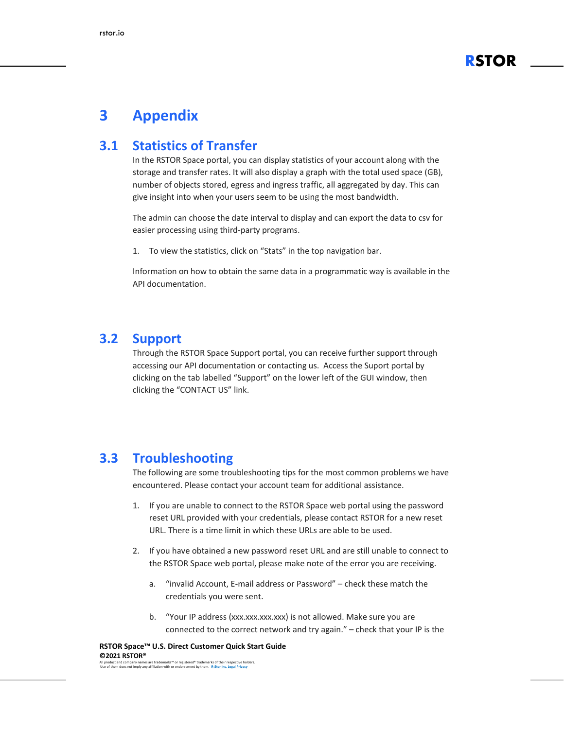# 3 Appendix

## 3.1 Statistics of Transfer

In the RSTOR Space portal, you can display statistics of your account along with the storage and transfer rates. It will also display a graph with the total used space (GB), number of objects stored, egress and ingress traffic, all aggregated by day. This can give insight into when your users seem to be using the most bandwidth.

The admin can choose the date interval to display and can export the data to csv for easier processing using third-party programs.

1. To view the statistics, click on "Stats" in the top navigation bar.

Information on how to obtain the same data in a programmatic way is available in the API documentation.

## 3.2 Support

Through the RSTOR Space Support portal, you can receive further support through accessing our API documentation or contacting us. Access the Suport portal by clicking on the tab labelled "Support" on the lower left of the GUI window, then clicking the "CONTACT US" link.

## 3.3 Troubleshooting

The following are some troubleshooting tips for the most common problems we have encountered. Please contact your account team for additional assistance.

1. If you are unable to connect to the RSTOR Space web portal using the password reset URL provided with your credentials, please contact RSTOR for a new reset URL. There is a time limit in which these URLs are able to be used.

2. If you have obtained a new password reset URL and are still unable to connect to the RSTOR Space web portal, please make note of the error you are receiving.

   a. "invalid Account, E-mail address or Password" – check these match the credentials you were sent.

   b. "Your IP address (xxx.xxx.xxx.xxx) is not allowed. Make sure you are connected to the correct network and try again." – check that your IP is the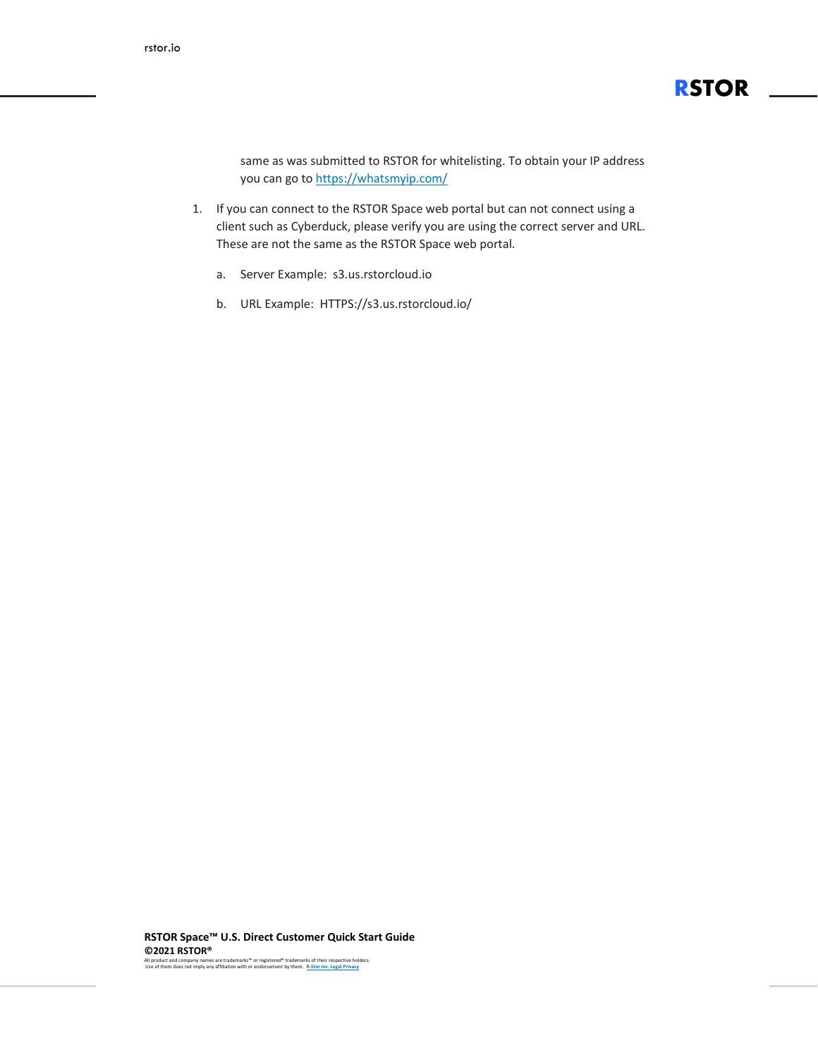same as was submitted to RSTOR for whitelisting. To obtain your IP address you can go to [https://whatsmyip.com/](https://whatsmyip.com/)

1. If you can connect to the RSTOR Space web portal but can not connect using a client such as Cyberduck, please verify you are using the correct server and URL. These are not the same as the RSTOR Space web portal.

    a. Server Example: s3.us.rstorcloud.io

    b. URL Example: HTTPS://s3.us.rstorcloud.io/